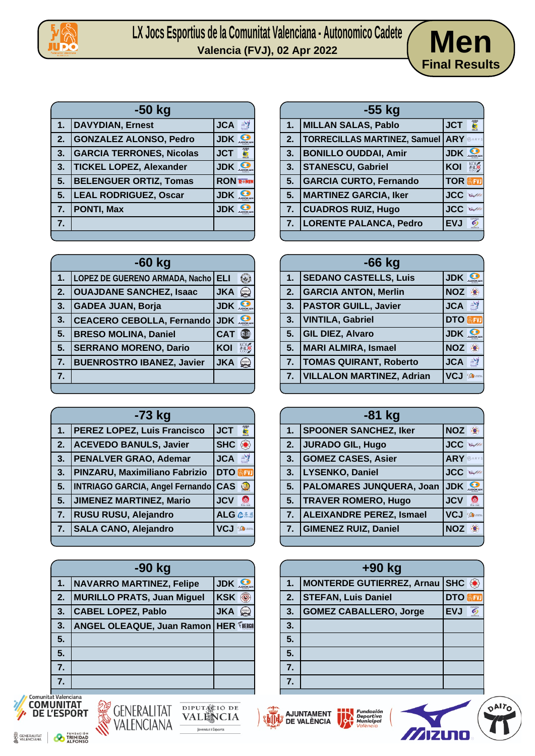# LX Jocs Esportius de la Comunitat Valenciana - Autonomico Cadete

**Valencia (FVJ), 02 Apr 2022**

## Men

**Final Results**

| -50 kg | | |
|---|---|---|
| 1. | DAVYDIAN, Ernest | JCA |
| 2. | GONZALEZ ALONSO, Pedro | JDK |
| 3. | GARCIA TERRONES, Nicolas | JCT |
| 3. | TICKEL LOPEZ, Alexander | JDK |
| 5. | BELENGUER ORTIZ, Tomas | RON |
| 5. | LEAL RODRIGUEZ, Oscar | JDK |
| 7. | PONTI, Max | JDK |
| 7. | | |

| -55 kg | | |
|---|---|---|
| 1. | MILLAN SALAS, Pablo | JCT |
| 2. | TORRECILLAS MARTINEZ, Samuel | ARY |
| 3. | BONILLO OUDDAI, Amir | JDK |
| 3. | STANESCU, Gabriel | KOI |
| 5. | GARCIA CURTO, Fernando | TOR |
| 5. | MARTINEZ GARCIA, Iker | JCC |
| 7. | CUADROS RUIZ, Hugo | JCC |
| 7. | LORENTE PALANCA, Pedro | EVJ |

| -60 kg | | |
|---|---|---|
| 1. | LOPEZ DE GUERENO ARMADA, Nacho | ELI |
| 2. | OUAJDANE SANCHEZ, Isaac | JKA |
| 3. | GADEA JUAN, Borja | JDK |
| 3. | CEACERO CEBOLLA, Fernando | JDK |
| 5. | BRESO MOLINA, Daniel | CAT |
| 5. | SERRANO MORENO, Dario | KOI |
| 7. | BUENROSTRO IBANEZ, Javier | JKA |
| 7. | | |

| -66 kg | | |
|---|---|---|
| 1. | SEDANO CASTELLS, Luis | JDK |
| 2. | GARCIA ANTON, Merlin | NOZ |
| 3. | PASTOR GUILL, Javier | JCA |
| 3. | VINTILA, Gabriel | DTO |
| 5. | GIL DIEZ, Alvaro | JDK |
| 5. | MARI ALMIRA, Ismael | NOZ |
| 7. | TOMAS QUIRANT, Roberto | JCA |
| 7. | VILLALON MARTINEZ, Adrian | VCJ |

| -73 kg | | |
|---|---|---|
| 1. | PEREZ LOPEZ, Luis Francisco | JCT |
| 2. | ACEVEDO BANULS, Javier | SHC |
| 3. | PENALVER GRAO, Ademar | JCA |
| 3. | PINZARU, Maximiliano Fabrizio | DTO |
| 5. | INTRIAGO GARCIA, Angel Fernando | CAS |
| 5. | JIMENEZ MARTINEZ, Mario | JCV |
| 7. | RUSU RUSU, Alejandro | ALG |
| 7. | SALA CANO, Alejandro | VCJ |

| -81 kg | | |
|---|---|---|
| 1. | SPOONER SANCHEZ, Iker | NOZ |
| 2. | JURADO GIL, Hugo | JCC |
| 3. | GOMEZ CASES, Asier | ARY |
| 3. | LYSENKO, Daniel | JCC |
| 5. | PALOMARES JUNQUERA, Joan | JDK |
| 5. | TRAVER ROMERO, Hugo | JCV |
| 7. | ALEIXANDRE PEREZ, Ismael | VCJ |
| 7. | GIMENEZ RUIZ, Daniel | NOZ |

| -90 kg | | |
|---|---|---|
| 1. | NAVARRO MARTINEZ, Felipe | JDK |
| 2. | MURILLO PRATS, Juan Miguel | KSK |
| 3. | CABEL LOPEZ, Pablo | JKA |
| 3. | ANGEL OLEAQUE, Juan Ramon | HER |
| 5. | | |
| 5. | | |
| 7. | | |
| 7. | | |

| +90 kg | | |
|---|---|---|
| 1. | MONTERDE GUTIERREZ, Arnau | SHC |
| 2. | STEFAN, Luis Daniel | DTO |
| 3. | GOMEZ CABALLERO, Jorge | EVJ |
| 3. | | |
| 5. | | |
| 5. | | |
| 7. | | |
| 7. | | |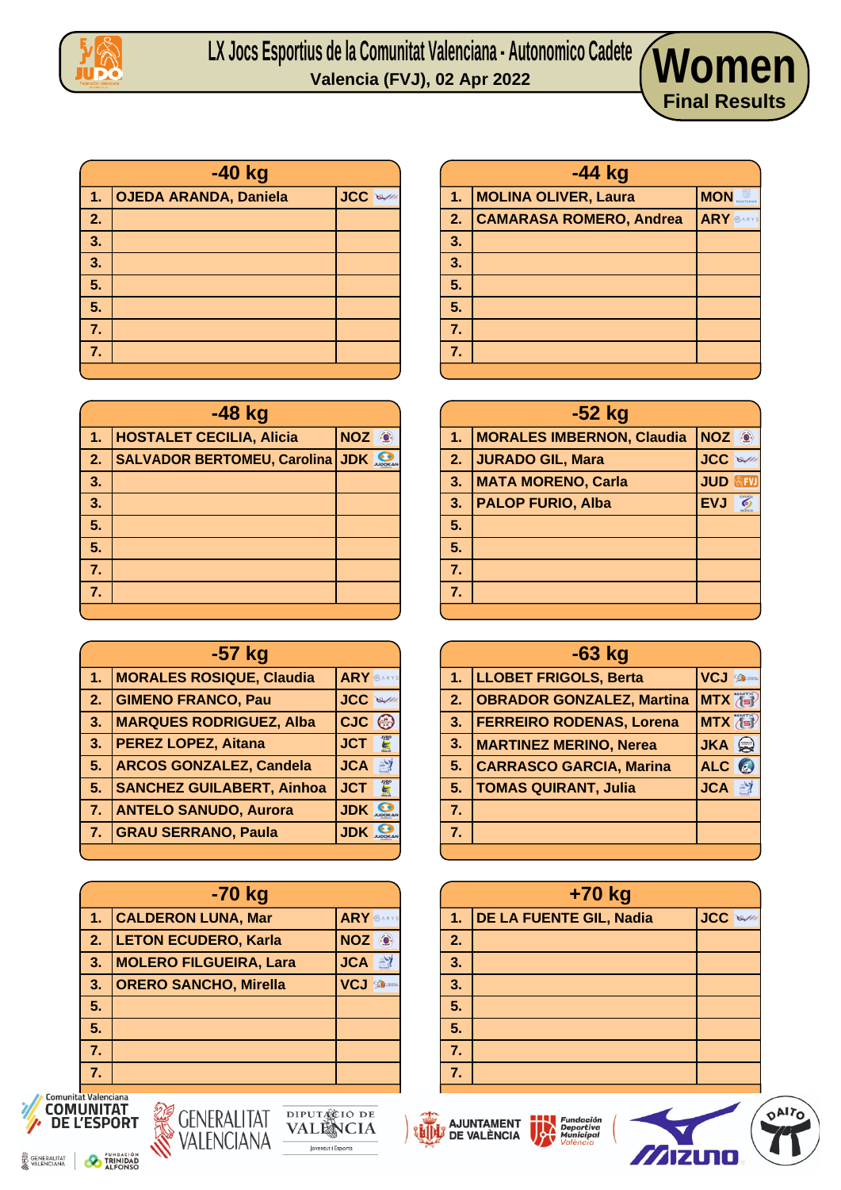# LX Jocs Esportius de la Comunitat Valenciana - Autonomico Cadete

**Valencia (FVJ), 02 Apr 2022**

## Women

**Final Results**

### -40 kg

| | | |
|---|---|---|
| 1. | OJEDA ARANDA, Daniela | JCC |
| 2. | | |
| 3. | | |
| 3. | | |
| 5. | | |
| 5. | | |
| 7. | | |
| 7. | | |

### -44 kg

| | | |
|---|---|---|
| 1. | MOLINA OLIVER, Laura | MON |
| 2. | CAMARASA ROMERO, Andrea | ARY |
| 3. | | |
| 3. | | |
| 5. | | |
| 5. | | |
| 7. | | |
| 7. | | |

### -48 kg

| | | |
|---|---|---|
| 1. | HOSTALET CECILIA, Alicia | NOZ |
| 2. | SALVADOR BERTOMEU, Carolina | JDK |
| 3. | | |
| 3. | | |
| 5. | | |
| 5. | | |
| 7. | | |
| 7. | | |

### -52 kg

| | | |
|---|---|---|
| 1. | MORALES IMBERNON, Claudia | NOZ |
| 2. | JURADO GIL, Mara | JCC |
| 3. | MATA MORENO, Carla | JUD |
| 3. | PALOP FURIO, Alba | EVJ |
| 5. | | |
| 5. | | |
| 7. | | |
| 7. | | |

### -57 kg

| | | |
|---|---|---|
| 1. | MORALES ROSIQUE, Claudia | ARY |
| 2. | GIMENO FRANCO, Pau | JCC |
| 3. | MARQUES RODRIGUEZ, Alba | CJC |
| 3. | PEREZ LOPEZ, Aitana | JCT |
| 5. | ARCOS GONZALEZ, Candela | JCA |
| 5. | SANCHEZ GUILABERT, Ainhoa | JCT |
| 7. | ANTELO SANUDO, Aurora | JDK |
| 7. | GRAU SERRANO, Paula | JDK |

### -63 kg

| | | |
|---|---|---|
| 1. | LLOBET FRIGOLS, Berta | VCJ |
| 2. | OBRADOR GONZALEZ, Martina | MTX |
| 3. | FERREIRO RODENAS, Lorena | MTX |
| 3. | MARTINEZ MERINO, Nerea | JKA |
| 5. | CARRASCO GARCIA, Marina | ALC |
| 5. | TOMAS QUIRANT, Julia | JCA |
| 7. | | |
| 7. | | |

### -70 kg

| | | |
|---|---|---|
| 1. | CALDERON LUNA, Mar | ARY |
| 2. | LETON ECUDERO, Karla | NOZ |
| 3. | MOLERO FILGUEIRA, Lara | JCA |
| 3. | ORERO SANCHO, Mirella | VCJ |
| 5. | | |
| 5. | | |
| 7. | | |
| 7. | | |

### +70 kg

| | | |
|---|---|---|
| 1. | DE LA FUENTE GIL, Nadia | JCC |
| 2. | | |
| 3. | | |
| 3. | | |
| 5. | | |
| 5. | | |
| 7. | | |
| 7. | | |

Comunitat Valenciana COMUNITAT DE L'ESPORT · GENERALITAT VALENCIANA · DIPUTACIÓ DE VALÈNCIA Joventut i Esports · AJUNTAMENT DE VALÈNCIA · Fundación Deportiva Municipal València · MIZUNO · DAITO · GENERALITAT VALENCIANA · FUNDACIÓN TRINIDAD ALFONSO